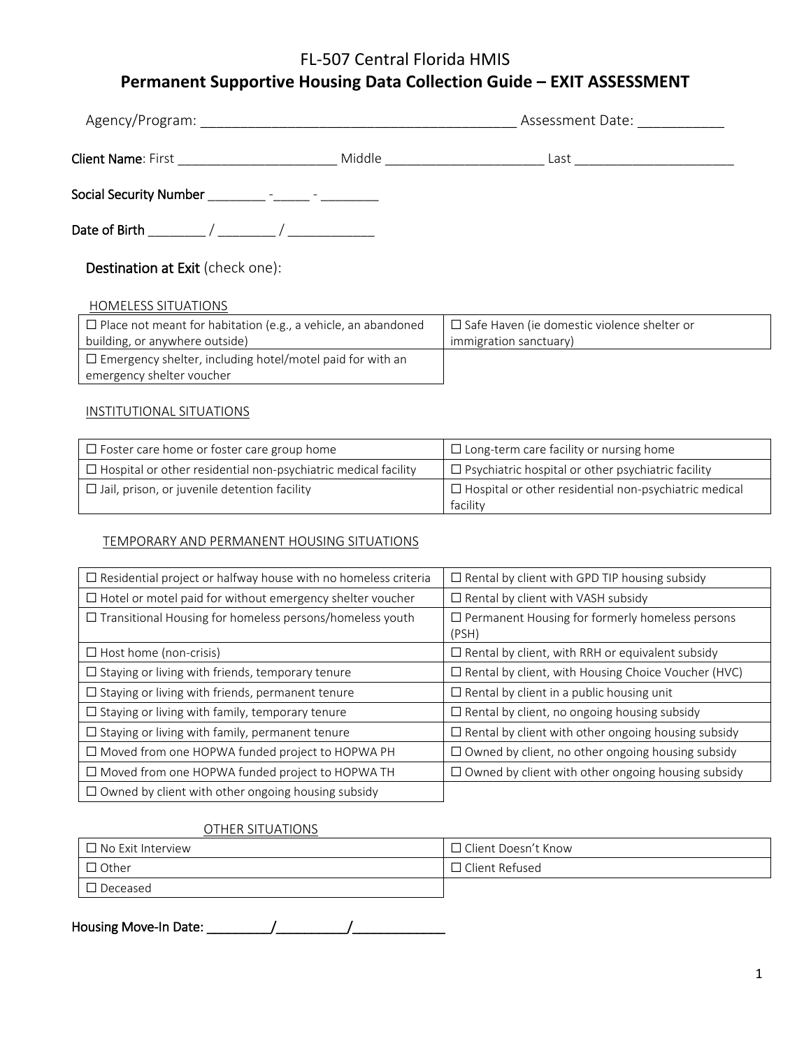# FL-507 Central Florida HMIS

## Permanent Supportive Housing Data Collection Guide – EXIT ASSESSMENT

Agency/Program: ________________________________________ Assessment Date: ___________

**Client Name**: First _____________________ Middle _____________________ Last _____________________

**Social Security Number** ________ -_____ - ________

**Date of Birth** ________ / ________ / ____________

**Destination at Exit** (check one):

HOMELESS SITUATIONS

| | |
|---|---|
| ☐ Place not meant for habitation (e.g., a vehicle, an abandoned building, or anywhere outside) | ☐ Safe Haven (ie domestic violence shelter or immigration sanctuary) |
| ☐ Emergency shelter, including hotel/motel paid for with an emergency shelter voucher | |

INSTITUTIONAL SITUATIONS

| | |
|---|---|
| ☐ Foster care home or foster care group home | ☐ Long-term care facility or nursing home |
| ☐ Hospital or other residential non-psychiatric medical facility | ☐ Psychiatric hospital or other psychiatric facility |
| ☐ Jail, prison, or juvenile detention facility | ☐ Hospital or other residential non-psychiatric medical facility |

TEMPORARY AND PERMANENT HOUSING SITUATIONS

| | |
|---|---|
| ☐ Residential project or halfway house with no homeless criteria | ☐ Rental by client with GPD TIP housing subsidy |
| ☐ Hotel or motel paid for without emergency shelter voucher | ☐ Rental by client with VASH subsidy |
| ☐ Transitional Housing for homeless persons/homeless youth | ☐ Permanent Housing for formerly homeless persons (PSH) |
| ☐ Host home (non-crisis) | ☐ Rental by client, with RRH or equivalent subsidy |
| ☐ Staying or living with friends, temporary tenure | ☐ Rental by client, with Housing Choice Voucher (HVC) |
| ☐ Staying or living with friends, permanent tenure | ☐ Rental by client in a public housing unit |
| ☐ Staying or living with family, temporary tenure | ☐ Rental by client, no ongoing housing subsidy |
| ☐ Staying or living with family, permanent tenure | ☐ Rental by client with other ongoing housing subsidy |
| ☐ Moved from one HOPWA funded project to HOPWA PH | ☐ Owned by client, no other ongoing housing subsidy |
| ☐ Moved from one HOPWA funded project to HOPWA TH | ☐ Owned by client with other ongoing housing subsidy |
| ☐ Owned by client with other ongoing housing subsidy | |

OTHER SITUATIONS

| | |
|---|---|
| ☐ No Exit Interview | ☐ Client Doesn't Know |
| ☐ Other | ☐ Client Refused |
| ☐ Deceased | |

**Housing Move-In Date:** _________/_________/____________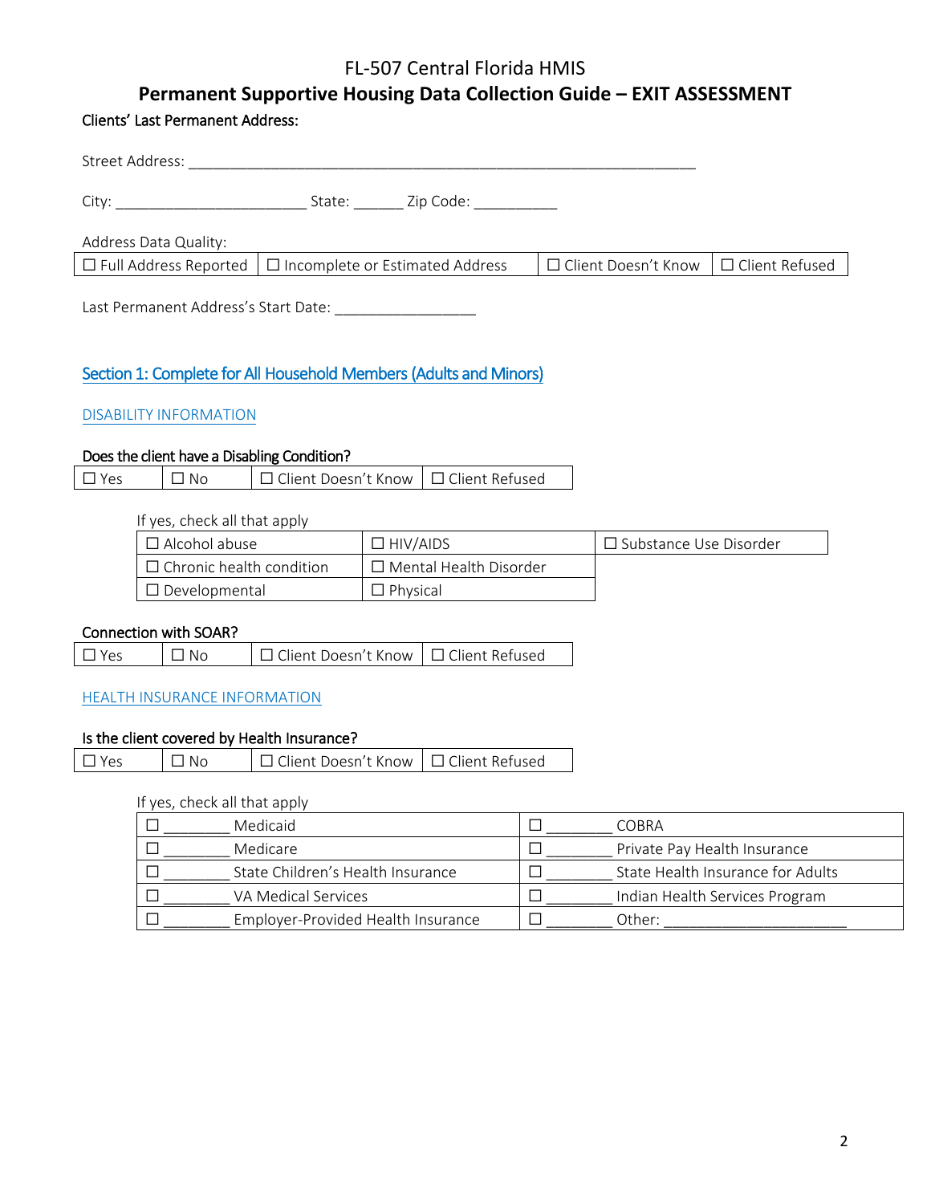# FL-507 Central Florida HMIS

## Permanent Supportive Housing Data Collection Guide – EXIT ASSESSMENT

**Clients' Last Permanent Address:**

Street Address: ___________________________________________________________

City: ______________________ State: ______ Zip Code: __________

Address Data Quality:

| ☐ Full Address Reported | ☐ Incomplete or Estimated Address | ☐ Client Doesn't Know | ☐ Client Refused |
|---|---|---|---|

Last Permanent Address's Start Date: ________________

## Section 1: Complete for All Household Members (Adults and Minors)

### DISABILITY INFORMATION

**Does the client have a Disabling Condition?**

| ☐ Yes | ☐ No | ☐ Client Doesn't Know | ☐ Client Refused |
|---|---|---|---|

If yes, check all that apply

| ☐ Alcohol abuse | ☐ HIV/AIDS | ☐ Substance Use Disorder |
|---|---|---|
| ☐ Chronic health condition | ☐ Mental Health Disorder | |
| ☐ Developmental | ☐ Physical | |

**Connection with SOAR?**

| ☐ Yes | ☐ No | ☐ Client Doesn't Know | ☐ Client Refused |
|---|---|---|---|

### HEALTH INSURANCE INFORMATION

**Is the client covered by Health Insurance?**

| ☐ Yes | ☐ No | ☐ Client Doesn't Know | ☐ Client Refused |
|---|---|---|---|

If yes, check all that apply

| ☐ ________ Medicaid | ☐ ________ COBRA |
|---|---|
| ☐ ________ Medicare | ☐ ________ Private Pay Health Insurance |
| ☐ ________ State Children's Health Insurance | ☐ ________ State Health Insurance for Adults |
| ☐ ________ VA Medical Services | ☐ ________ Indian Health Services Program |
| ☐ ________ Employer-Provided Health Insurance | ☐ ________ Other: _____________________ |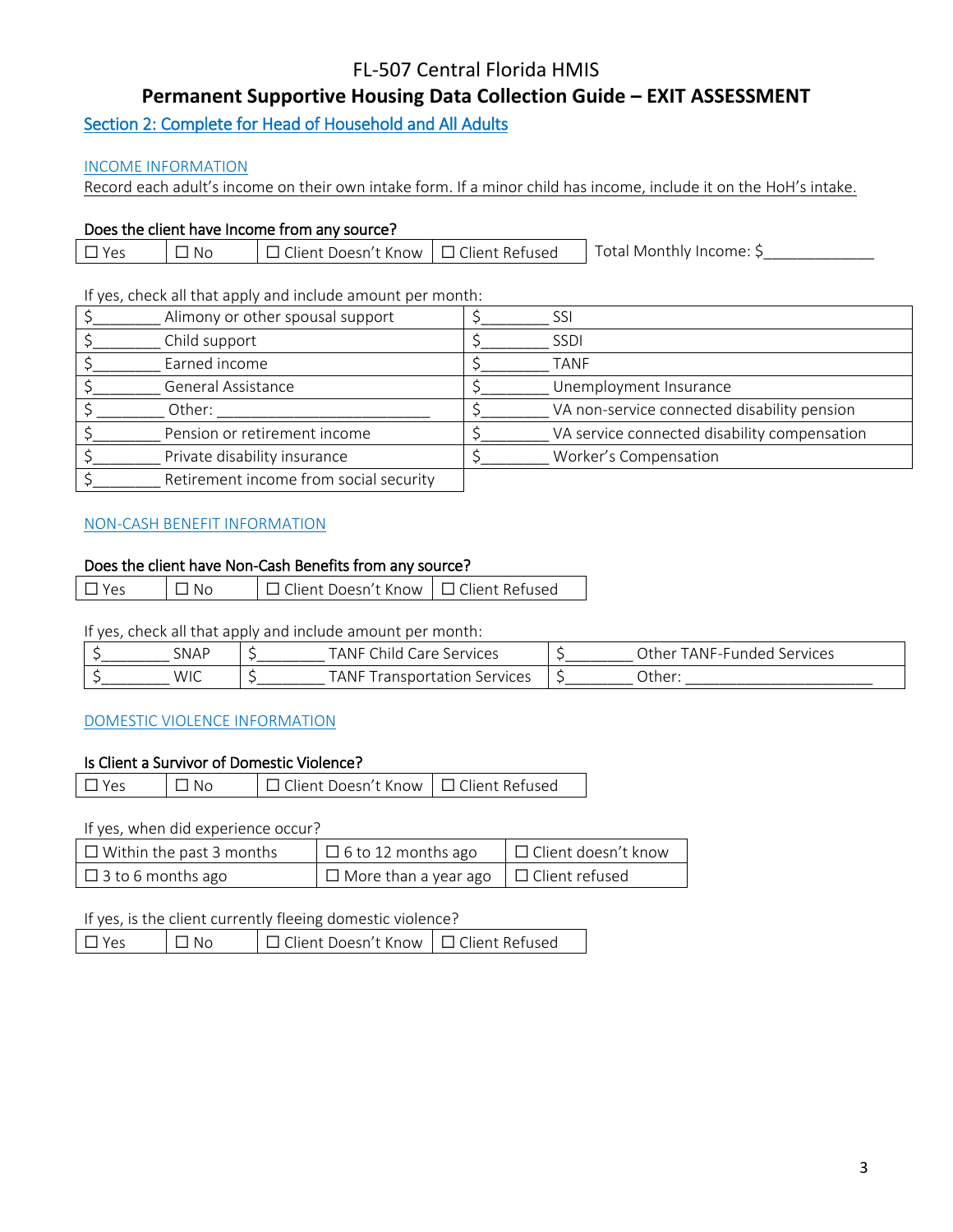# FL-507 Central Florida HMIS

## Permanent Supportive Housing Data Collection Guide – EXIT ASSESSMENT

### Section 2: Complete for Head of Household and All Adults

#### INCOME INFORMATION

Record each adult's income on their own intake form. If a minor child has income, include it on the HoH's intake.

**Does the client have Income from any source?**

| ☐ Yes | ☐ No | ☐ Client Doesn't Know | ☐ Client Refused | Total Monthly Income: $_____________ |
|---|---|---|---|---|

If yes, check all that apply and include amount per month:

| | |
|---|---|
| $________ Alimony or other spousal support | $________ SSI |
| $________ Child support | $________ SSDI |
| $________ Earned income | $________ TANF |
| $________ General Assistance | $________ Unemployment Insurance |
| $ ________ Other: _________________________ | $________ VA non-service connected disability pension |
| $________ Pension or retirement income | $________ VA service connected disability compensation |
| $________ Private disability insurance | $________ Worker's Compensation |
| $________ Retirement income from social security | |

#### NON-CASH BENEFIT INFORMATION

**Does the client have Non-Cash Benefits from any source?**

| ☐ Yes | ☐ No | ☐ Client Doesn't Know | ☐ Client Refused |
|---|---|---|---|

If yes, check all that apply and include amount per month:

| | | |
|---|---|---|
| $________ SNAP | $________ TANF Child Care Services | $________ Other TANF-Funded Services |
| $________ WIC | $________ TANF Transportation Services | $________ Other: ______________________ |

#### DOMESTIC VIOLENCE INFORMATION

**Is Client a Survivor of Domestic Violence?**

| ☐ Yes | ☐ No | ☐ Client Doesn't Know | ☐ Client Refused |
|---|---|---|---|

If yes, when did experience occur?

| | | |
|---|---|---|
| ☐ Within the past 3 months | ☐ 6 to 12 months ago | ☐ Client doesn't know |
| ☐ 3 to 6 months ago | ☐ More than a year ago | ☐ Client refused |

If yes, is the client currently fleeing domestic violence?

| ☐ Yes | ☐ No | ☐ Client Doesn't Know | ☐ Client Refused |
|---|---|---|---|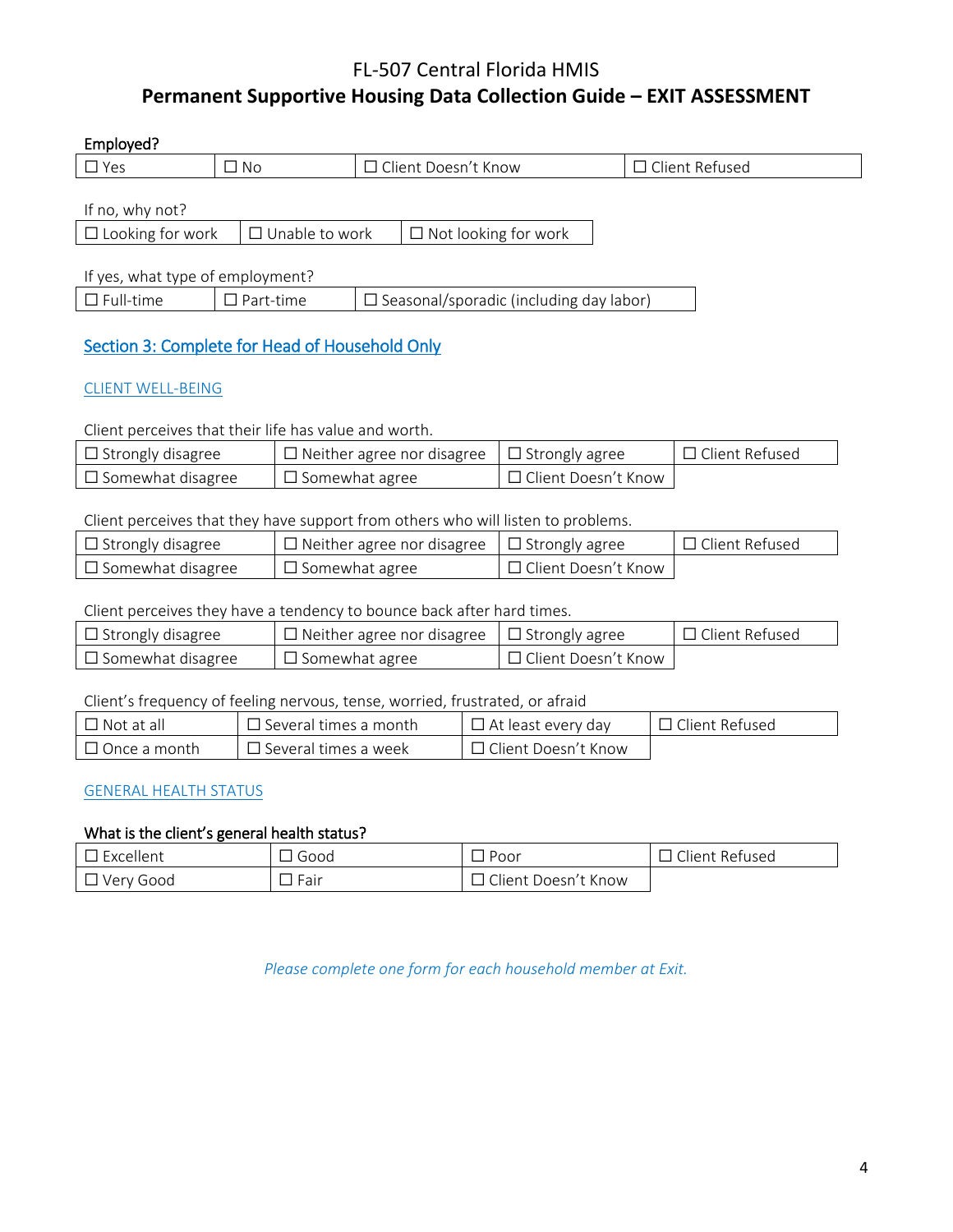# FL-507 Central Florida HMIS

## Permanent Supportive Housing Data Collection Guide – EXIT ASSESSMENT

**Employed?**

| | | | |
|---|---|---|---|
| ☐ Yes | ☐ No | ☐ Client Doesn't Know | ☐ Client Refused |

If no, why not?

| | | |
|---|---|---|
| ☐ Looking for work | ☐ Unable to work | ☐ Not looking for work |

If yes, what type of employment?

| | | |
|---|---|---|
| ☐ Full-time | ☐ Part-time | ☐ Seasonal/sporadic (including day labor) |

## Section 3: Complete for Head of Household Only

### CLIENT WELL-BEING

Client perceives that their life has value and worth.

| | | | |
|---|---|---|---|
| ☐ Strongly disagree | ☐ Neither agree nor disagree | ☐ Strongly agree | ☐ Client Refused |
| ☐ Somewhat disagree | ☐ Somewhat agree | ☐ Client Doesn't Know | |

Client perceives that they have support from others who will listen to problems.

| | | | |
|---|---|---|---|
| ☐ Strongly disagree | ☐ Neither agree nor disagree | ☐ Strongly agree | ☐ Client Refused |
| ☐ Somewhat disagree | ☐ Somewhat agree | ☐ Client Doesn't Know | |

Client perceives they have a tendency to bounce back after hard times.

| | | | |
|---|---|---|---|
| ☐ Strongly disagree | ☐ Neither agree nor disagree | ☐ Strongly agree | ☐ Client Refused |
| ☐ Somewhat disagree | ☐ Somewhat agree | ☐ Client Doesn't Know | |

Client's frequency of feeling nervous, tense, worried, frustrated, or afraid

| | | | |
|---|---|---|---|
| ☐ Not at all | ☐ Several times a month | ☐ At least every day | ☐ Client Refused |
| ☐ Once a month | ☐ Several times a week | ☐ Client Doesn't Know | |

### GENERAL HEALTH STATUS

**What is the client's general health status?**

| | | | |
|---|---|---|---|
| ☐ Excellent | ☐ Good | ☐ Poor | ☐ Client Refused |
| ☐ Very Good | ☐ Fair | ☐ Client Doesn't Know | |

*Please complete one form for each household member at Exit.*